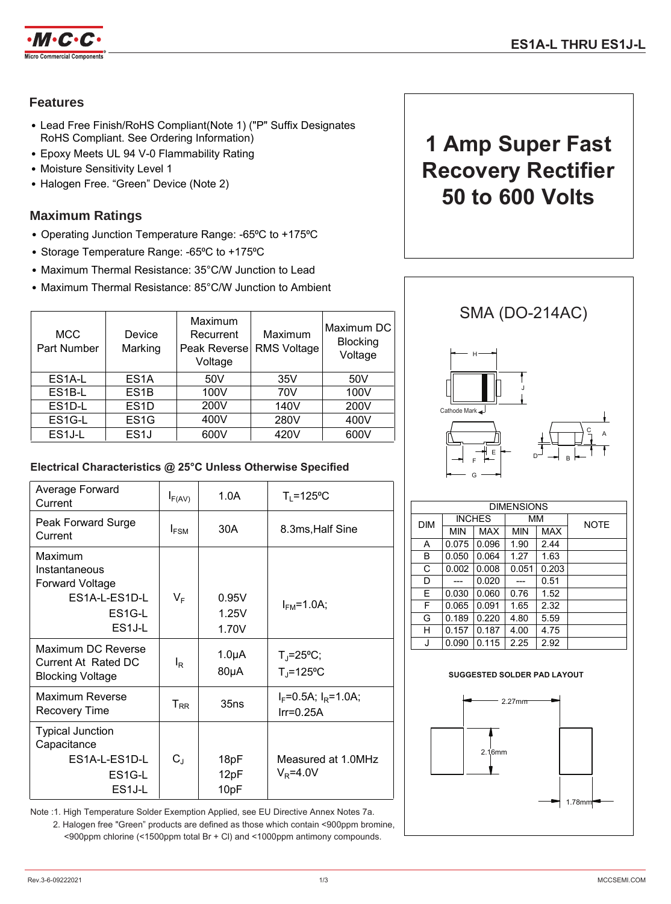# ES1A-L THRU ES1J-L

## Features

- Lead Free Finish/RoHS Compliant(Note 1) ("P" Suffix Designates RoHS Compliant. See Ordering Information)
- Epoxy Meets UL 94 V-0 Flammability Rating
- Moisture Sensitivity Level 1
- Halogen Free. "Green" Device (Note 2)

# 1 Amp Super Fast Recovery Rectifier 50 to 600 Volts

## Maximum Ratings

- Operating Junction Temperature Range: -65ºC to +175ºC
- Storage Temperature Range: -65ºC to +175ºC
- Maximum Thermal Resistance: 35°C/W Junction to Lead
- Maximum Thermal Resistance: 85°C/W Junction to Ambient

| MCC Part Number | Device Marking | Maximum Recurrent Peak Reverse Voltage | Maximum RMS Voltage | Maximum DC Blocking Voltage |
|---|---|---|---|---|
| ES1A-L | ES1A | 50V | 35V | 50V |
| ES1B-L | ES1B | 100V | 70V | 100V |
| ES1D-L | ES1D | 200V | 140V | 200V |
| ES1G-L | ES1G | 400V | 280V | 400V |
| ES1J-L | ES1J | 600V | 420V | 600V |

## Electrical Characteristics @ 25°C Unless Otherwise Specified

| Parameter | Symbol | Value | Conditions |
|---|---|---|---|
| Average Forward Current | $I_{F(AV)}$ | 1.0A | $T_L$=125ºC |
| Peak Forward Surge Current | $I_{FSM}$ | 30A | 8.3ms,Half Sine |
| Maximum Instantaneous Forward Voltage ES1A-L-ES1D-L / ES1G-L / ES1J-L | $V_F$ | 0.95V / 1.25V / 1.70V | $I_{FM}$=1.0A; |
| Maximum DC Reverse Current At Rated DC Blocking Voltage | $I_R$ | 1.0μA / 80μA | $T_J$=25ºC; / $T_J$=125ºC |
| Maximum Reverse Recovery Time | $T_{RR}$ | 35ns | $I_F$=0.5A; $I_R$=1.0A; Irr=0.25A |
| Typical Junction Capacitance ES1A-L-ES1D-L / ES1G-L / ES1J-L | $C_J$ | 18pF / 12pF / 10pF | Measured at 1.0MHz $V_R$=4.0V |

Note :1. High Temperature Solder Exemption Applied, see EU Directive Annex Notes 7a.
2. Halogen free "Green" products are defined as those which contain <900ppm bromine, <900ppm chlorine (<1500ppm total Br + Cl) and <1000ppm antimony compounds.

## SMA (DO-214AC)

Cathode Mark

| DIM | INCHES MIN | INCHES MAX | MM MIN | MM MAX | NOTE |
|---|---|---|---|---|---|
| A | 0.075 | 0.096 | 1.90 | 2.44 | |
| B | 0.050 | 0.064 | 1.27 | 1.63 | |
| C | 0.002 | 0.008 | 0.051 | 0.203 | |
| D | --- | 0.020 | --- | 0.51 | |
| E | 0.030 | 0.060 | 0.76 | 1.52 | |
| F | 0.065 | 0.091 | 1.65 | 2.32 | |
| G | 0.189 | 0.220 | 4.80 | 5.59 | |
| H | 0.157 | 0.187 | 4.00 | 4.75 | |
| J | 0.090 | 0.115 | 2.25 | 2.92 | |

**SUGGESTED SOLDER PAD LAYOUT**

2.27mm
2.16mm
1.78mm

Rev.3-6-09222021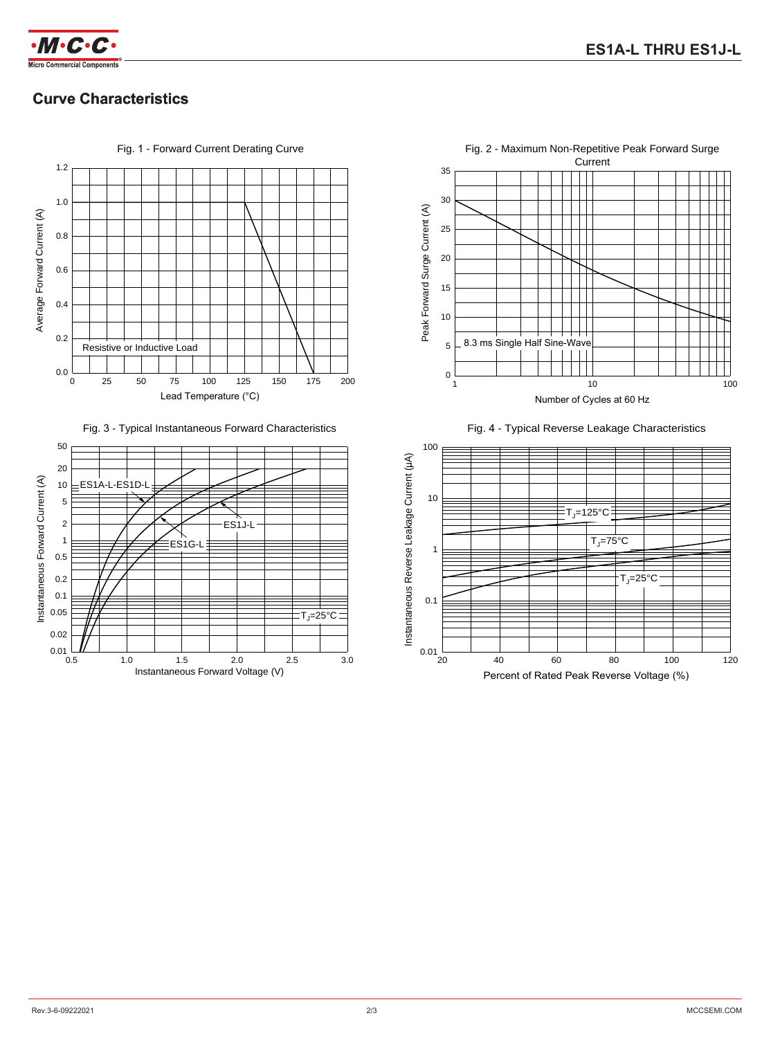## Curve Characteristics

Fig. 1 - Forward Current Derating Curve

Fig. 2 - Maximum Non-Repetitive Peak Forward Surge Current

Fig. 3 - Typical Instantaneous Forward Characteristics

Fig. 4 - Typical Reverse Leakage Characteristics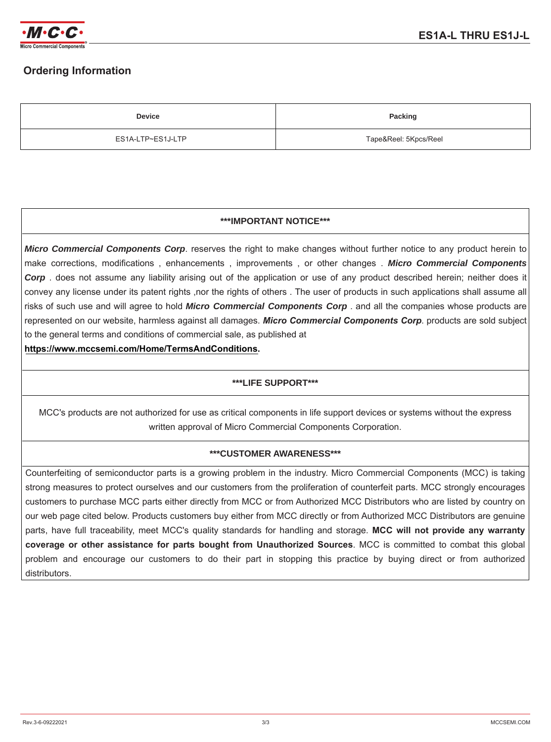## Ordering Information

| Device | Packing |
| --- | --- |
| ES1A-LTP~ES1J-LTP | Tape&Reel: 5Kpcs/Reel |

### ***IMPORTANT NOTICE***

***Micro Commercial Components Corp***. reserves the right to make changes without further notice to any product herein to make corrections, modifications , enhancements , improvements , or other changes . ***Micro Commercial Components Corp*** . does not assume any liability arising out of the application or use of any product described herein; neither does it convey any license under its patent rights ,nor the rights of others . The user of products in such applications shall assume all risks of such use and will agree to hold ***Micro Commercial Components Corp*** . and all the companies whose products are represented on our website, harmless against all damages. ***Micro Commercial Components Corp***. products are sold subject to the general terms and conditions of commercial sale, as published at
**https://www.mccsemi.com/Home/TermsAndConditions.**

### ***LIFE SUPPORT***

MCC's products are not authorized for use as critical components in life support devices or systems without the express written approval of Micro Commercial Components Corporation.

### ***CUSTOMER AWARENESS***

Counterfeiting of semiconductor parts is a growing problem in the industry. Micro Commercial Components (MCC) is taking strong measures to protect ourselves and our customers from the proliferation of counterfeit parts. MCC strongly encourages customers to purchase MCC parts either directly from MCC or from Authorized MCC Distributors who are listed by country on our web page cited below. Products customers buy either from MCC directly or from Authorized MCC Distributors are genuine parts, have full traceability, meet MCC's quality standards for handling and storage. **MCC will not provide any warranty coverage or other assistance for parts bought from Unauthorized Sources**. MCC is committed to combat this global problem and encourage our customers to do their part in stopping this practice by buying direct or from authorized distributors.